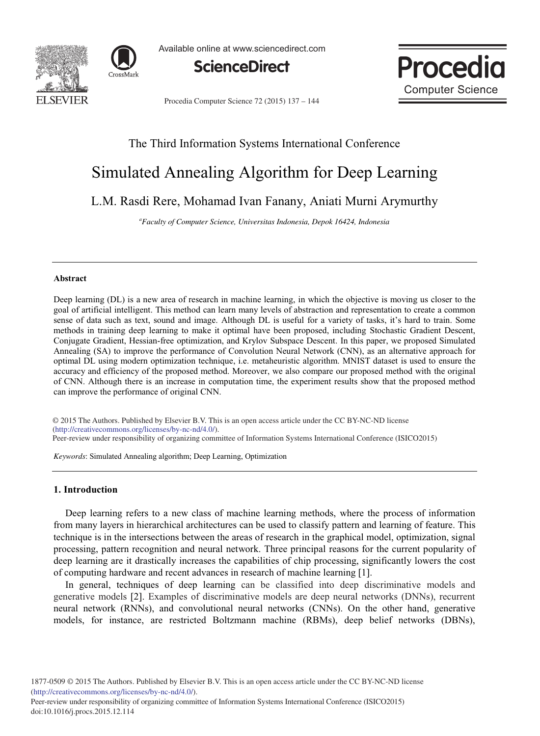The Third Information Systems International Conference

# Simulated Annealing Algorithm for Deep Learning

L.M. Rasdi Rere, Mohamad Ivan Fanany, Aniati Murni Arymurthy

[a] *Faculty of Computer Science, Universitas Indonesia, Depok 16424, Indonesia*

---

### Abstract

Deep learning (DL) is a new area of research in machine learning, in which the objective is moving us closer to the goal of artificial intelligent. This method can learn many levels of abstraction and representation to create a common sense of data such as text, sound and image. Although DL is useful for a variety of tasks, it's hard to train. Some methods in training deep learning to make it optimal have been proposed, including Stochastic Gradient Descent, Conjugate Gradient, Hessian-free optimization, and Krylov Subspace Descent. In this paper, we proposed Simulated Annealing (SA) to improve the performance of Convolution Neural Network (CNN), as an alternative approach for optimal DL using modern optimization technique, i.e. metaheuristic algorithm. MNIST dataset is used to ensure the accuracy and efficiency of the proposed method. Moreover, we also compare our proposed method with the original of CNN. Although there is an increase in computation time, the experiment results show that the proposed method can improve the performance of original CNN.

© 2015 The Authors. Published by Elsevier B.V. This is an open access article under the CC BY-NC-ND license (http://creativecommons.org/licenses/by-nc-nd/4.0/).
Peer-review under responsibility of organizing committee of Information Systems International Conference (ISICO2015)

*Keywords*: Simulated Annealing algorithm; Deep Learning, Optimization

---

## 1. Introduction

Deep learning refers to a new class of machine learning methods, where the process of information from many layers in hierarchical architectures can be used to classify pattern and learning of feature. This technique is in the intersections between the areas of research in the graphical model, optimization, signal processing, pattern recognition and neural network. Three principal reasons for the current popularity of deep learning are it drastically increases the capabilities of chip processing, significantly lowers the cost of computing hardware and recent advances in research of machine learning [1].

In general, techniques of deep learning can be classified into deep discriminative models and generative models [2]. Examples of discriminative models are deep neural networks (DNNs), recurrent neural network (RNNs), and convolutional neural networks (CNNs). On the other hand, generative models, for instance, are restricted Boltzmann machine (RBMs), deep belief networks (DBNs),

1877-0509 © 2015 The Authors. Published by Elsevier B.V. This is an open access article under the CC BY-NC-ND license (http://creativecommons.org/licenses/by-nc-nd/4.0/).
Peer-review under responsibility of organizing committee of Information Systems International Conference (ISICO2015)
doi:10.1016/j.procs.2015.12.114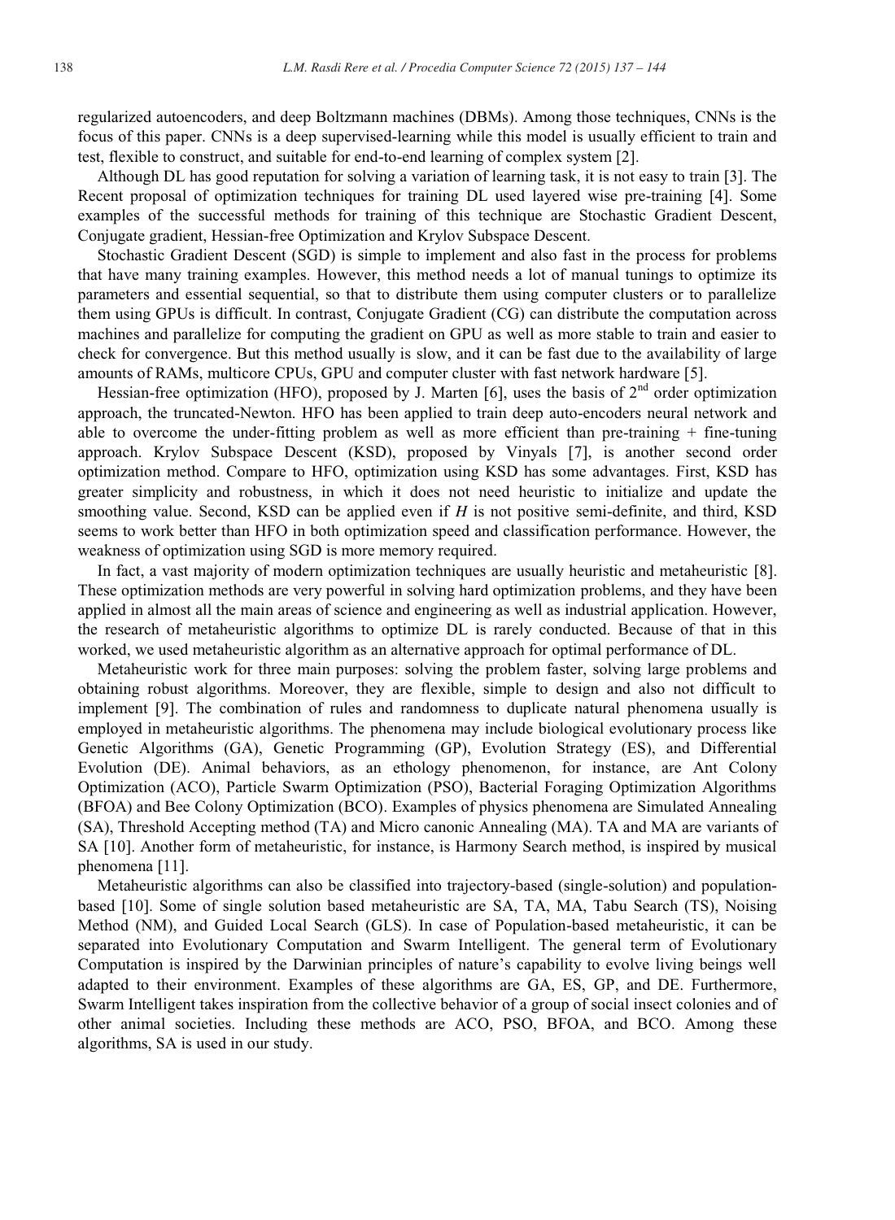regularized autoencoders, and deep Boltzmann machines (DBMs). Among those techniques, CNNs is the focus of this paper. CNNs is a deep supervised-learning while this model is usually efficient to train and test, flexible to construct, and suitable for end-to-end learning of complex system [2].

Although DL has good reputation for solving a variation of learning task, it is not easy to train [3]. The Recent proposal of optimization techniques for training DL used layered wise pre-training [4]. Some examples of the successful methods for training of this technique are Stochastic Gradient Descent, Conjugate gradient, Hessian-free Optimization and Krylov Subspace Descent.

Stochastic Gradient Descent (SGD) is simple to implement and also fast in the process for problems that have many training examples. However, this method needs a lot of manual tunings to optimize its parameters and essential sequential, so that to distribute them using computer clusters or to parallelize them using GPUs is difficult. In contrast, Conjugate Gradient (CG) can distribute the computation across machines and parallelize for computing the gradient on GPU as well as more stable to train and easier to check for convergence. But this method usually is slow, and it can be fast due to the availability of large amounts of RAMs, multicore CPUs, GPU and computer cluster with fast network hardware [5].

Hessian-free optimization (HFO), proposed by J. Marten [6], uses the basis of 2nd order optimization approach, the truncated-Newton. HFO has been applied to train deep auto-encoders neural network and able to overcome the under-fitting problem as well as more efficient than pre-training + fine-tuning approach. Krylov Subspace Descent (KSD), proposed by Vinyals [7], is another second order optimization method. Compare to HFO, optimization using KSD has some advantages. First, KSD has greater simplicity and robustness, in which it does not need heuristic to initialize and update the smoothing value. Second, KSD can be applied even if $H$ is not positive semi-definite, and third, KSD seems to work better than HFO in both optimization speed and classification performance. However, the weakness of optimization using SGD is more memory required.

In fact, a vast majority of modern optimization techniques are usually heuristic and metaheuristic [8]. These optimization methods are very powerful in solving hard optimization problems, and they have been applied in almost all the main areas of science and engineering as well as industrial application. However, the research of metaheuristic algorithms to optimize DL is rarely conducted. Because of that in this worked, we used metaheuristic algorithm as an alternative approach for optimal performance of DL.

Metaheuristic work for three main purposes: solving the problem faster, solving large problems and obtaining robust algorithms. Moreover, they are flexible, simple to design and also not difficult to implement [9]. The combination of rules and randomness to duplicate natural phenomena usually is employed in metaheuristic algorithms. The phenomena may include biological evolutionary process like Genetic Algorithms (GA), Genetic Programming (GP), Evolution Strategy (ES), and Differential Evolution (DE). Animal behaviors, as an ethology phenomenon, for instance, are Ant Colony Optimization (ACO), Particle Swarm Optimization (PSO), Bacterial Foraging Optimization Algorithms (BFOA) and Bee Colony Optimization (BCO). Examples of physics phenomena are Simulated Annealing (SA), Threshold Accepting method (TA) and Micro canonic Annealing (MA). TA and MA are variants of SA [10]. Another form of metaheuristic, for instance, is Harmony Search method, is inspired by musical phenomena [11].

Metaheuristic algorithms can also be classified into trajectory-based (single-solution) and population-based [10]. Some of single solution based metaheuristic are SA, TA, MA, Tabu Search (TS), Noising Method (NM), and Guided Local Search (GLS). In case of Population-based metaheuristic, it can be separated into Evolutionary Computation and Swarm Intelligent. The general term of Evolutionary Computation is inspired by the Darwinian principles of nature's capability to evolve living beings well adapted to their environment. Examples of these algorithms are GA, ES, GP, and DE. Furthermore, Swarm Intelligent takes inspiration from the collective behavior of a group of social insect colonies and of other animal societies. Including these methods are ACO, PSO, BFOA, and BCO. Among these algorithms, SA is used in our study.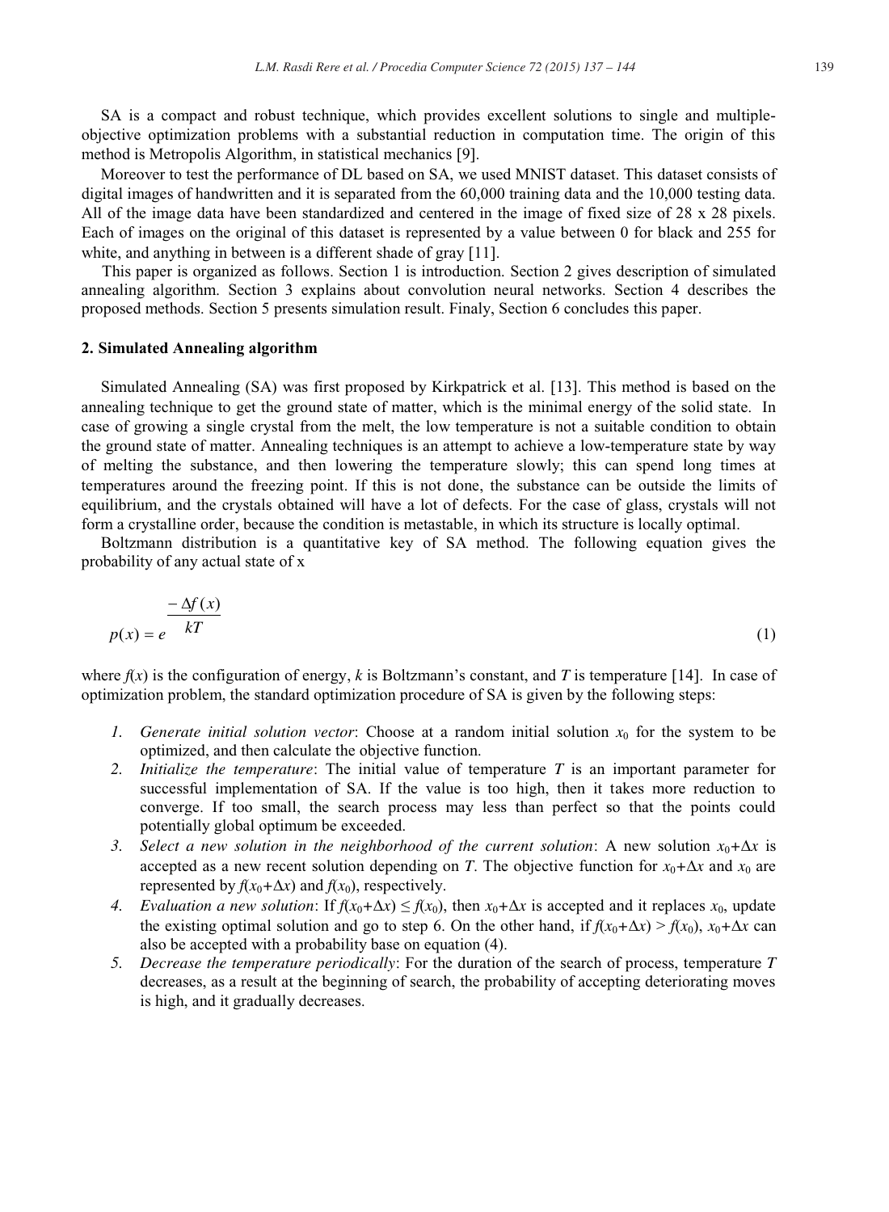SA is a compact and robust technique, which provides excellent solutions to single and multiple-objective optimization problems with a substantial reduction in computation time. The origin of this method is Metropolis Algorithm, in statistical mechanics [9].

Moreover to test the performance of DL based on SA, we used MNIST dataset. This dataset consists of digital images of handwritten and it is separated from the 60,000 training data and the 10,000 testing data. All of the image data have been standardized and centered in the image of fixed size of 28 x 28 pixels. Each of images on the original of this dataset is represented by a value between 0 for black and 255 for white, and anything in between is a different shade of gray [11].

This paper is organized as follows. Section 1 is introduction. Section 2 gives description of simulated annealing algorithm. Section 3 explains about convolution neural networks. Section 4 describes the proposed methods. Section 5 presents simulation result. Finaly, Section 6 concludes this paper.

## 2. Simulated Annealing algorithm

Simulated Annealing (SA) was first proposed by Kirkpatrick et al. [13]. This method is based on the annealing technique to get the ground state of matter, which is the minimal energy of the solid state. In case of growing a single crystal from the melt, the low temperature is not a suitable condition to obtain the ground state of matter. Annealing techniques is an attempt to achieve a low-temperature state by way of melting the substance, and then lowering the temperature slowly; this can spend long times at temperatures around the freezing point. If this is not done, the substance can be outside the limits of equilibrium, and the crystals obtained will have a lot of defects. For the case of glass, crystals will not form a crystalline order, because the condition is metastable, in which its structure is locally optimal.

Boltzmann distribution is a quantitative key of SA method. The following equation gives the probability of any actual state of x

$$p(x) = e^{\frac{-\Delta f(x)}{kT}} \tag{1}$$

where $f(x)$ is the configuration of energy, $k$ is Boltzmann's constant, and $T$ is temperature [14]. In case of optimization problem, the standard optimization procedure of SA is given by the following steps:

1. *Generate initial solution vector*: Choose at a random initial solution $x_0$ for the system to be optimized, and then calculate the objective function.
2. *Initialize the temperature*: The initial value of temperature $T$ is an important parameter for successful implementation of SA. If the value is too high, then it takes more reduction to converge. If too small, the search process may less than perfect so that the points could potentially global optimum be exceeded.
3. *Select a new solution in the neighborhood of the current solution*: A new solution $x_0+\Delta x$ is accepted as a new recent solution depending on $T$. The objective function for $x_0+\Delta x$ and $x_0$ are represented by $f(x_0+\Delta x)$ and $f(x_0)$, respectively.
4. *Evaluation a new solution*: If $f(x_0+\Delta x) \leq f(x_0)$, then $x_0+\Delta x$ is accepted and it replaces $x_0$, update the existing optimal solution and go to step 6. On the other hand, if $f(x_0+\Delta x) > f(x_0)$, $x_0+\Delta x$ can also be accepted with a probability base on equation (4).
5. *Decrease the temperature periodically*: For the duration of the search of process, temperature $T$ decreases, as a result at the beginning of search, the probability of accepting deteriorating moves is high, and it gradually decreases.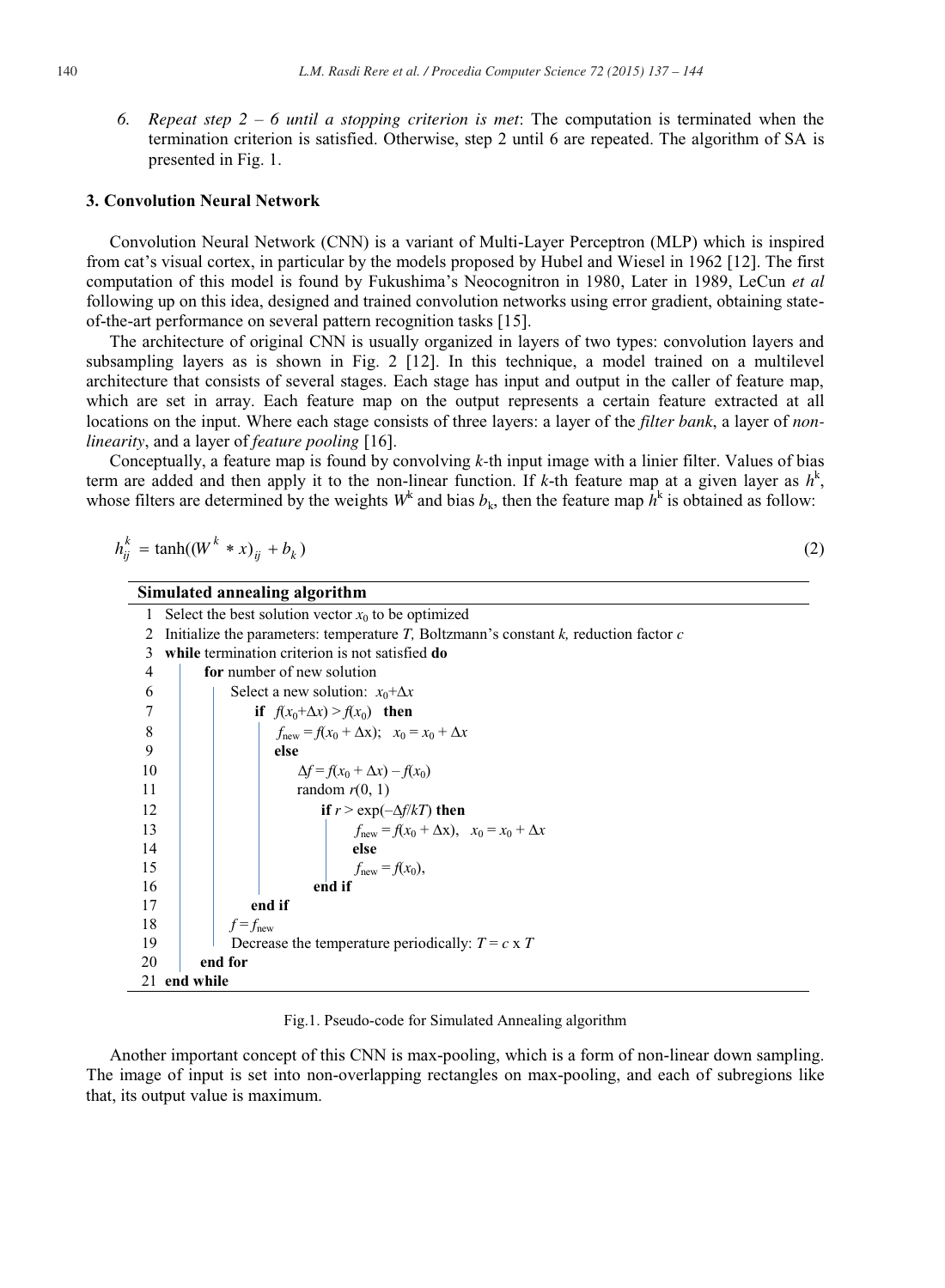6. *Repeat step 2 – 6 until a stopping criterion is met*: The computation is terminated when the termination criterion is satisfied. Otherwise, step 2 until 6 are repeated. The algorithm of SA is presented in Fig. 1.

## 3. Convolution Neural Network

Convolution Neural Network (CNN) is a variant of Multi-Layer Perceptron (MLP) which is inspired from cat's visual cortex, in particular by the models proposed by Hubel and Wiesel in 1962 [12]. The first computation of this model is found by Fukushima's Neocognitron in 1980, Later in 1989, LeCun *et al* following up on this idea, designed and trained convolution networks using error gradient, obtaining state-of-the-art performance on several pattern recognition tasks [15].

The architecture of original CNN is usually organized in layers of two types: convolution layers and subsampling layers as is shown in Fig. 2 [12]. In this technique, a model trained on a multilevel architecture that consists of several stages. Each stage has input and output in the caller of feature map, which are set in array. Each feature map on the output represents a certain feature extracted at all locations on the input. Where each stage consists of three layers: a layer of the *filter bank*, a layer of *non-linearity*, and a layer of *feature pooling* [16].

Conceptually, a feature map is found by convolving $k$-th input image with a linier filter. Values of bias term are added and then apply it to the non-linear function. If $k$-th feature map at a given layer as $h^k$, whose filters are determined by the weights $W^k$ and bias $b_k$, then the feature map $h^k$ is obtained as follow:

$$h_{ij}^{k} = \tanh((W^{k} * x)_{ij} + b_{k}) \tag{2}$$

**Simulated annealing algorithm**

```
1   Select the best solution vector x0 to be optimized
2   Initialize the parameters: temperature T, Boltzmann's constant k, reduction factor c
3   while termination criterion is not satisfied do
4       for number of new solution
6           Select a new solution:  x0+Δx
7               if  f(x0+Δx) > f(x0)   then
8                   fnew = f(x0 + Δx);   x0 = x0 + Δx
9                   else
10                  Δf = f(x0 + Δx) – f(x0)
11                  random r(0, 1)
12                      if r > exp(–Δf/kT) then
13                          fnew = f(x0 + Δx),   x0 = x0 + Δx
14                          else
15                          fnew = f(x0),
16                      end if
17              end if
18          f = fnew
19          Decrease the temperature periodically: T = c x T
20      end for
21  end while
```

Fig.1. Pseudo-code for Simulated Annealing algorithm

Another important concept of this CNN is max-pooling, which is a form of non-linear down sampling. The image of input is set into non-overlapping rectangles on max-pooling, and each of subregions like that, its output value is maximum.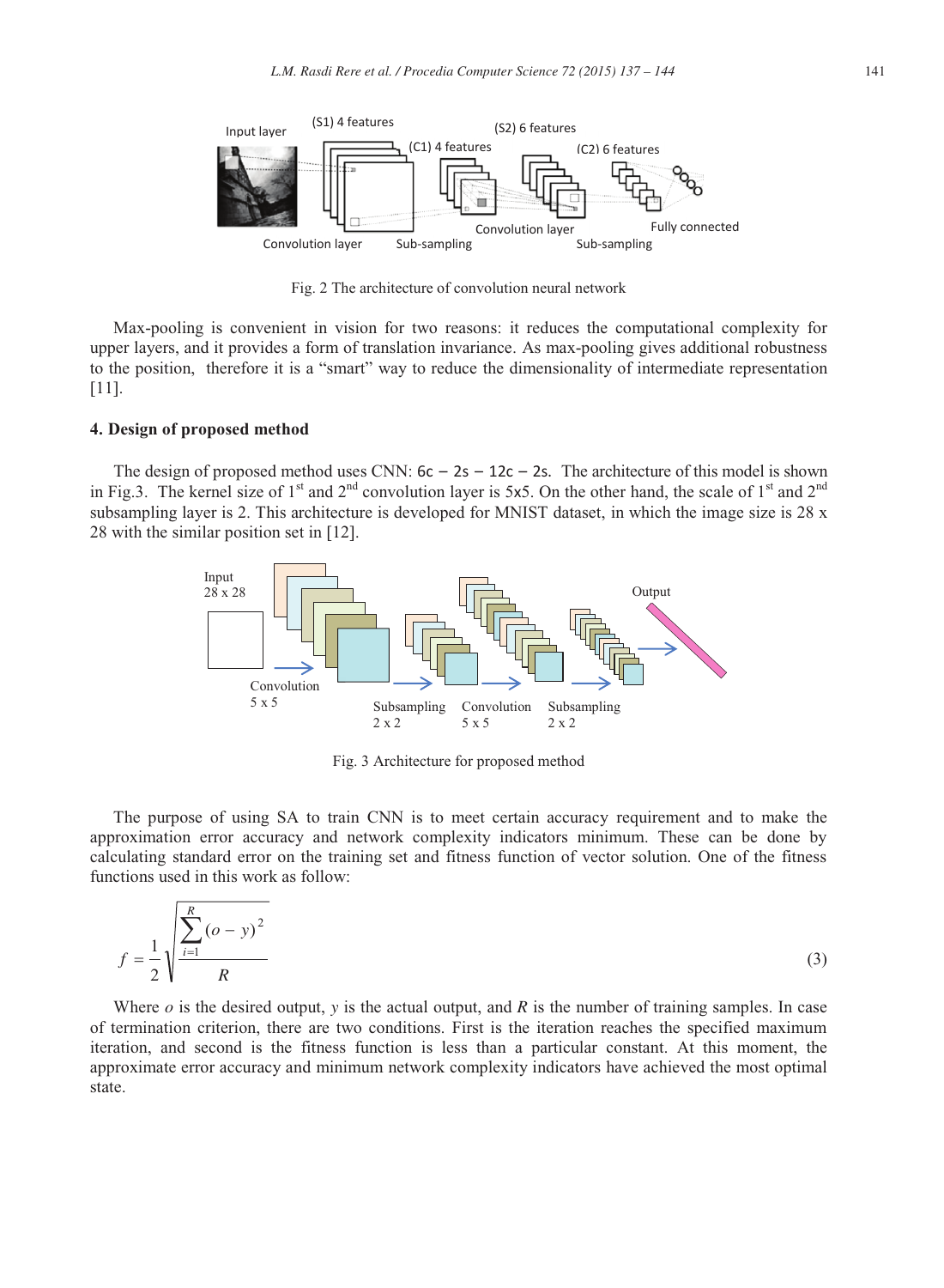Fig. 2 The architecture of convolution neural network

Max-pooling is convenient in vision for two reasons: it reduces the computational complexity for upper layers, and it provides a form of translation invariance. As max-pooling gives additional robustness to the position, therefore it is a "smart" way to reduce the dimensionality of intermediate representation [11].

### 4. Design of proposed method

The design of proposed method uses CNN: 6c – 2s – 12c – 2s. The architecture of this model is shown in Fig.3. The kernel size of 1st and 2nd convolution layer is 5x5. On the other hand, the scale of 1st and 2nd subsampling layer is 2. This architecture is developed for MNIST dataset, in which the image size is 28 x 28 with the similar position set in [12].

Fig. 3 Architecture for proposed method

The purpose of using SA to train CNN is to meet certain accuracy requirement and to make the approximation error accuracy and network complexity indicators minimum. These can be done by calculating standard error on the training set and fitness function of vector solution. One of the fitness functions used in this work as follow:

$$f = \frac{1}{2}\sqrt{\frac{\sum_{i=1}^{R}(o-y)^2}{R}} \tag{3}$$

Where $o$ is the desired output, $y$ is the actual output, and $R$ is the number of training samples. In case of termination criterion, there are two conditions. First is the iteration reaches the specified maximum iteration, and second is the fitness function is less than a particular constant. At this moment, the approximate error accuracy and minimum network complexity indicators have achieved the most optimal state.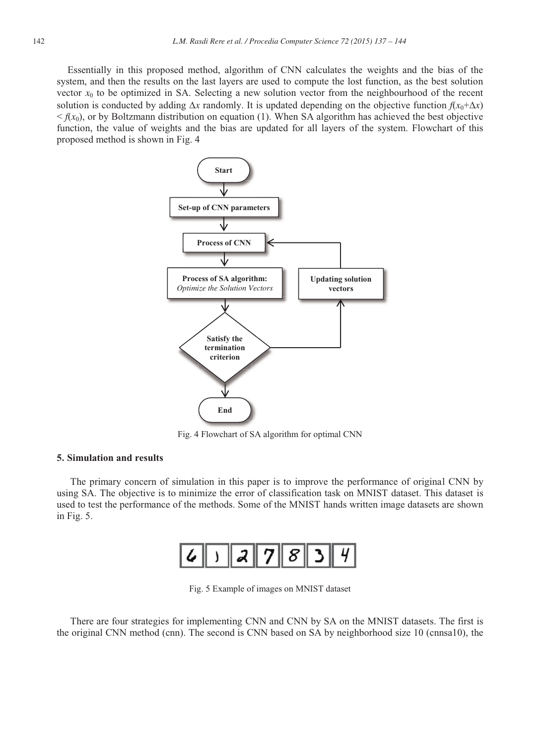Essentially in this proposed method, algorithm of CNN calculates the weights and the bias of the system, and then the results on the last layers are used to compute the lost function, as the best solution vector $x_0$ to be optimized in SA. Selecting a new solution vector from the neighbourhood of the recent solution is conducted by adding $\Delta x$ randomly. It is updated depending on the objective function $f(x_0+\Delta x) < f(x_0)$, or by Boltzmann distribution on equation (1). When SA algorithm has achieved the best objective function, the value of weights and the bias are updated for all layers of the system. Flowchart of this proposed method is shown in Fig. 4

Fig. 4 Flowchart of SA algorithm for optimal CNN

## 5. Simulation and results

The primary concern of simulation in this paper is to improve the performance of original CNN by using SA. The objective is to minimize the error of classification task on MNIST dataset. This dataset is used to test the performance of the methods. Some of the MNIST hands written image datasets are shown in Fig. 5.

Fig. 5 Example of images on MNIST dataset

There are four strategies for implementing CNN and CNN by SA on the MNIST datasets. The first is the original CNN method (cnn). The second is CNN based on SA by neighborhood size 10 (cnnsa10), the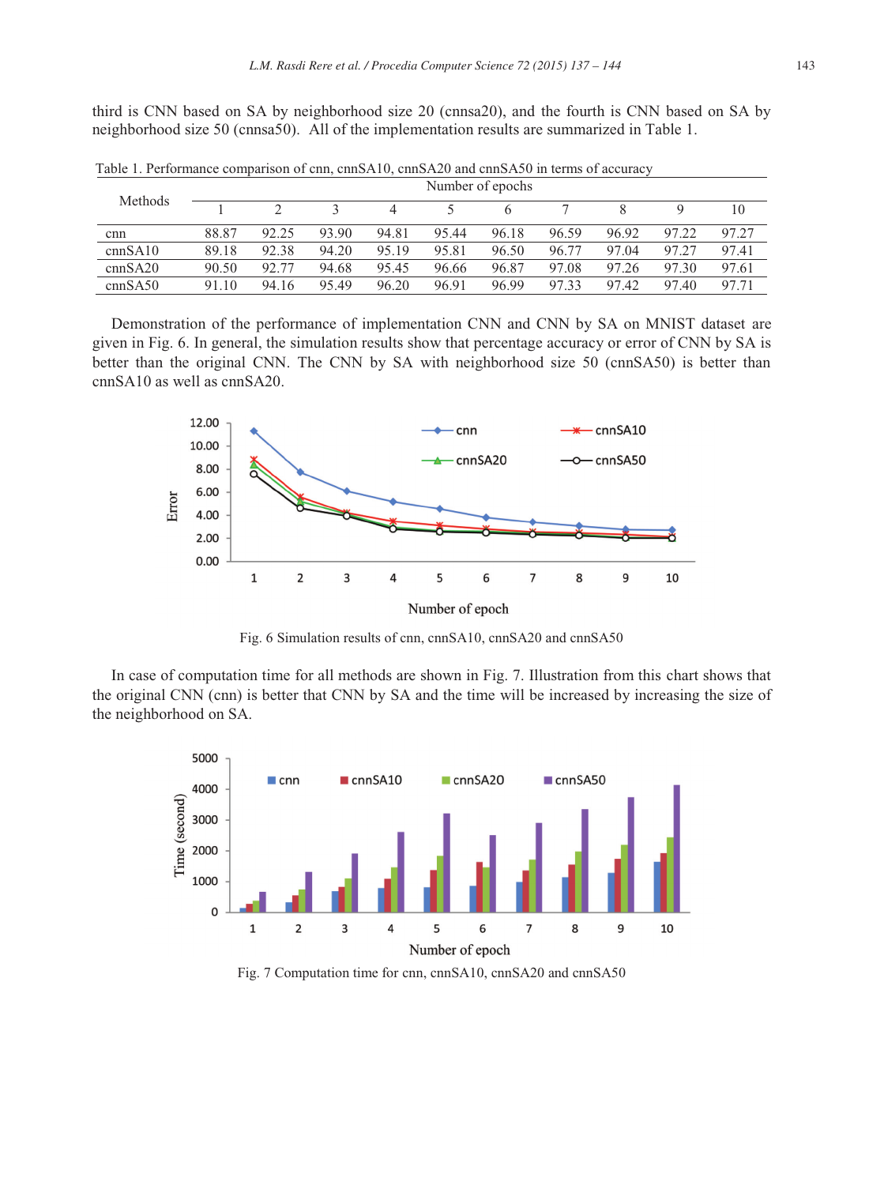third is CNN based on SA by neighborhood size 20 (cnnsa20), and the fourth is CNN based on SA by neighborhood size 50 (cnnsa50). All of the implementation results are summarized in Table 1.

Table 1. Performance comparison of cnn, cnnSA10, cnnSA20 and cnnSA50 in terms of accuracy

| Methods | Number of epochs | | | | | | | | | |
|---|---|---|---|---|---|---|---|---|---|---|
| | 1 | 2 | 3 | 4 | 5 | 6 | 7 | 8 | 9 | 10 |
| cnn | 88.87 | 92.25 | 93.90 | 94.81 | 95.44 | 96.18 | 96.59 | 96.92 | 97.22 | 97.27 |
| cnnSA10 | 89.18 | 92.38 | 94.20 | 95.19 | 95.81 | 96.50 | 96.77 | 97.04 | 97.27 | 97.41 |
| cnnSA20 | 90.50 | 92.77 | 94.68 | 95.45 | 96.66 | 96.87 | 97.08 | 97.26 | 97.30 | 97.61 |
| cnnSA50 | 91.10 | 94.16 | 95.49 | 96.20 | 96.91 | 96.99 | 97.33 | 97.42 | 97.40 | 97.71 |

Demonstration of the performance of implementation CNN and CNN by SA on MNIST dataset are given in Fig. 6. In general, the simulation results show that percentage accuracy or error of CNN by SA is better than the original CNN. The CNN by SA with neighborhood size 50 (cnnSA50) is better than cnnSA10 as well as cnnSA20.

Fig. 6 Simulation results of cnn, cnnSA10, cnnSA20 and cnnSA50

In case of computation time for all methods are shown in Fig. 7. Illustration from this chart shows that the original CNN (cnn) is better that CNN by SA and the time will be increased by increasing the size of the neighborhood on SA.

Fig. 7 Computation time for cnn, cnnSA10, cnnSA20 and cnnSA50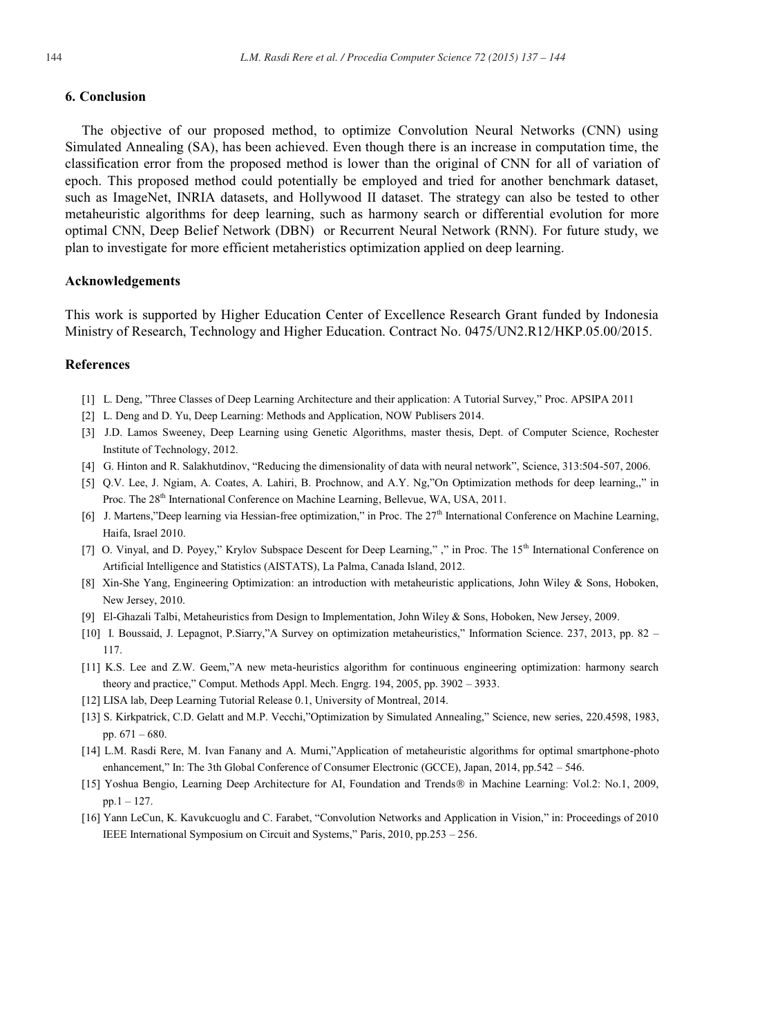## 6. Conclusion

The objective of our proposed method, to optimize Convolution Neural Networks (CNN) using Simulated Annealing (SA), has been achieved. Even though there is an increase in computation time, the classification error from the proposed method is lower than the original of CNN for all of variation of epoch. This proposed method could potentially be employed and tried for another benchmark dataset, such as ImageNet, INRIA datasets, and Hollywood II dataset. The strategy can also be tested to other metaheuristic algorithms for deep learning, such as harmony search or differential evolution for more optimal CNN, Deep Belief Network (DBN) or Recurrent Neural Network (RNN). For future study, we plan to investigate for more efficient metaheristics optimization applied on deep learning.

## Acknowledgements

This work is supported by Higher Education Center of Excellence Research Grant funded by Indonesia Ministry of Research, Technology and Higher Education. Contract No. 0475/UN2.R12/HKP.05.00/2015.

## References

[1] L. Deng, "Three Classes of Deep Learning Architecture and their application: A Tutorial Survey," Proc. APSIPA 2011

[2] L. Deng and D. Yu, Deep Learning: Methods and Application, NOW Publisers 2014.

[3] J.D. Lamos Sweeney, Deep Learning using Genetic Algorithms, master thesis, Dept. of Computer Science, Rochester Institute of Technology, 2012.

[4] G. Hinton and R. Salakhutdinov, "Reducing the dimensionality of data with neural network", Science, 313:504-507, 2006.

[5] Q.V. Lee, J. Ngiam, A. Coates, A. Lahiri, B. Prochnow, and A.Y. Ng,"On Optimization methods for deep learning,," in Proc. The 28th International Conference on Machine Learning, Bellevue, WA, USA, 2011.

[6] J. Martens,"Deep learning via Hessian-free optimization," in Proc. The 27th International Conference on Machine Learning, Haifa, Israel 2010.

[7] O. Vinyal, and D. Poyey," Krylov Subspace Descent for Deep Learning," ," in Proc. The 15th International Conference on Artificial Intelligence and Statistics (AISTATS), La Palma, Canada Island, 2012.

[8] Xin-She Yang, Engineering Optimization: an introduction with metaheuristic applications, John Wiley & Sons, Hoboken, New Jersey, 2010.

[9] El-Ghazali Talbi, Metaheuristics from Design to Implementation, John Wiley & Sons, Hoboken, New Jersey, 2009.

[10] I. Boussaid, J. Lepagnot, P.Siarry,"A Survey on optimization metaheuristics," Information Science. 237, 2013, pp. 82 – 117.

[11] K.S. Lee and Z.W. Geem,"A new meta-heuristics algorithm for continuous engineering optimization: harmony search theory and practice," Comput. Methods Appl. Mech. Engrg. 194, 2005, pp. 3902 – 3933.

[12] LISA lab, Deep Learning Tutorial Release 0.1, University of Montreal, 2014.

[13] S. Kirkpatrick, C.D. Gelatt and M.P. Vecchi,"Optimization by Simulated Annealing," Science, new series, 220.4598, 1983, pp. 671 – 680.

[14] L.M. Rasdi Rere, M. Ivan Fanany and A. Murni,"Application of metaheuristic algorithms for optimal smartphone-photo enhancement," In: The 3th Global Conference of Consumer Electronic (GCCE), Japan, 2014, pp.542 – 546.

[15] Yoshua Bengio, Learning Deep Architecture for AI, Foundation and Trends® in Machine Learning: Vol.2: No.1, 2009, pp.1 – 127.

[16] Yann LeCun, K. Kavukcuoglu and C. Farabet, "Convolution Networks and Application in Vision," in: Proceedings of 2010 IEEE International Symposium on Circuit and Systems," Paris, 2010, pp.253 – 256.